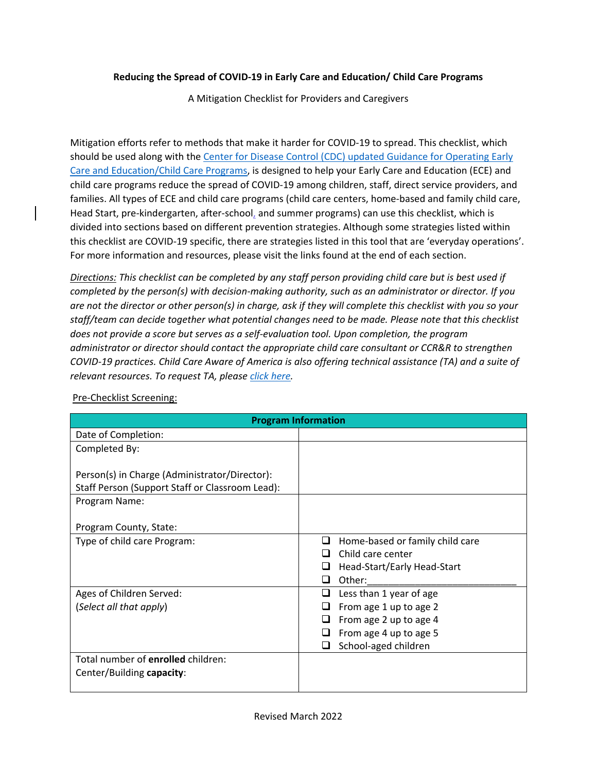**Reducing the Spread of COVID-19 in Early Care and Education/ Child Care Programs**

A Mitigation Checklist for Providers and Caregivers

Mitigation efforts refer to methods that make it harder for COVID-19 to spread. This checklist, which should be used along with the Center for Disease Control (CDC) updated Guidance for Operating Early Care and Education/Child Care Programs, is designed to help your Early Care and Education (ECE) and child care programs reduce the spread of COVID-19 among children, staff, direct service providers, and families. All types of ECE and child care programs (child care centers, home-based and family child care, Head Start, pre-kindergarten, after-school, and summer programs) can use this checklist, which is divided into sections based on different prevention strategies. Although some strategies listed within this checklist are COVID-19 specific, there are strategies listed in this tool that are 'everyday operations'. For more information and resources, please visit the links found at the end of each section.

*Directions: This checklist can be completed by any staff person providing child care but is best used if completed by the person(s) with decision-making authority, such as an administrator or director. If you are not the director or other person(s) in charge, ask if they will complete this checklist with you so your staff/team can decide together what potential changes need to be made. Please note that this checklist does not provide a score but serves as a self-evaluation tool. Upon completion, the program administrator or director should contact the appropriate child care consultant or CCR&R to strengthen COVID-19 practices. Child Care Aware of America is also offering technical assistance (TA) and a suite of relevant resources. To request TA, please click here.*

Pre-Checklist Screening:

| **Program Information** | |
|---|---|
| Date of Completion: | |
| Completed By:<br><br>Person(s) in Charge (Administrator/Director):<br>Staff Person (Support Staff or Classroom Lead): | |
| Program Name:<br><br>Program County, State: | |
| Type of child care Program: | ❑ Home-based or family child care<br>❑ Child care center<br>❑ Head-Start/Early Head-Start<br>❑ Other:____________________________ |
| Ages of Children Served:<br>(*Select all that apply*) | ❑ Less than 1 year of age<br>❑ From age 1 up to age 2<br>❑ From age 2 up to age 4<br>❑ From age 4 up to age 5<br>❑ School-aged children |
| Total number of **enrolled** children:<br>Center/Building **capacity**: | |

Revised March 2022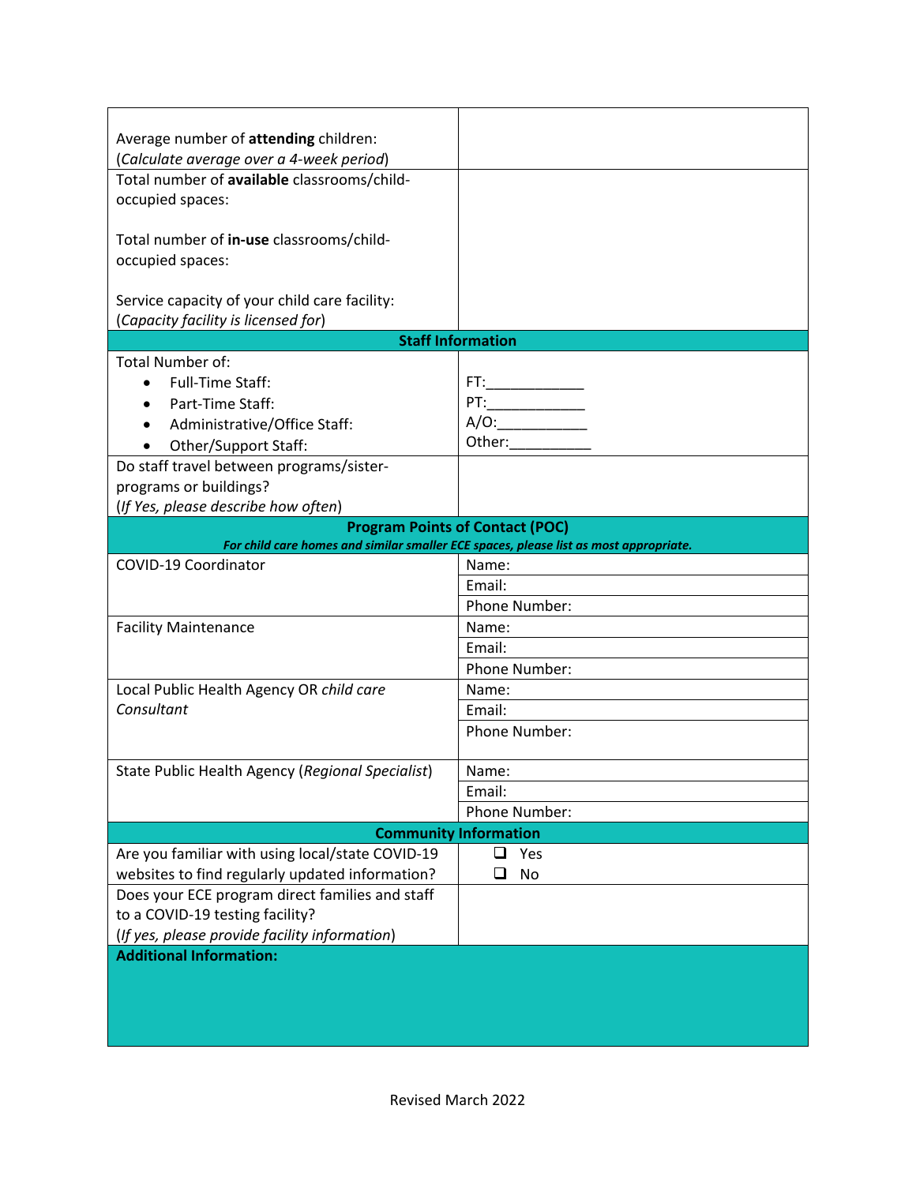| | |
|---|---|
| Average number of **attending** children:<br>(*Calculate average over a 4-week period*) | |
| Total number of **available** classrooms/child-occupied spaces:<br><br>Total number of **in-use** classrooms/child-occupied spaces:<br><br>Service capacity of your child care facility:<br>(*Capacity facility is licensed for*) | |
| **Staff Information** | |
| Total Number of:<br>• Full-Time Staff:<br>• Part-Time Staff:<br>• Administrative/Office Staff:<br>• Other/Support Staff: | FT:____________<br>PT:____________<br>A/O:___________<br>Other:__________ |
| Do staff travel between programs/sister-programs or buildings?<br>(*If Yes, please describe how often*) | |
| **Program Points of Contact (POC)**<br>***For child care homes and similar smaller ECE spaces, please list as most appropriate.*** | |
| COVID-19 Coordinator | Name:<br>Email:<br>Phone Number: |
| Facility Maintenance | Name:<br>Email:<br>Phone Number: |
| Local Public Health Agency OR *child care Consultant* | Name:<br>Email:<br>Phone Number: |
| State Public Health Agency (*Regional Specialist*) | Name:<br>Email:<br>Phone Number: |
| **Community Information** | |
| Are you familiar with using local/state COVID-19 websites to find regularly updated information? | ☐ Yes<br>☐ No |
| Does your ECE program direct families and staff to a COVID-19 testing facility?<br>(*If yes, please provide facility information*) | |
| **Additional Information:** | |

Revised March 2022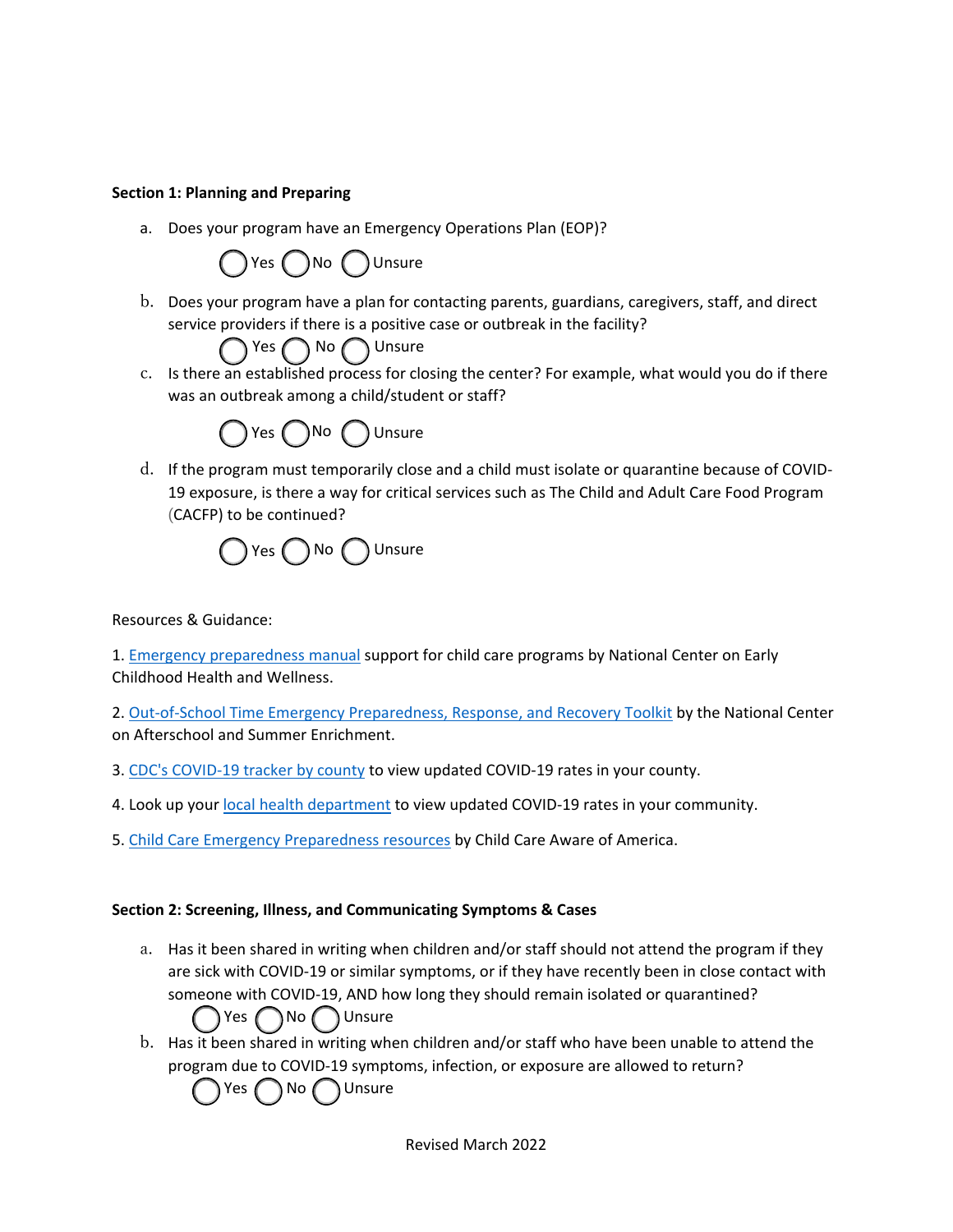**Section 1: Planning and Preparing**

a. Does your program have an Emergency Operations Plan (EOP)?

◯ Yes ◯ No ◯ Unsure

b. Does your program have a plan for contacting parents, guardians, caregivers, staff, and direct service providers if there is a positive case or outbreak in the facility?

◯ Yes ◯ No ◯ Unsure

c. Is there an established process for closing the center? For example, what would you do if there was an outbreak among a child/student or staff?

◯ Yes ◯ No ◯ Unsure

d. If the program must temporarily close and a child must isolate or quarantine because of COVID-19 exposure, is there a way for critical services such as The Child and Adult Care Food Program (CACFP) to be continued?

◯ Yes ◯ No ◯ Unsure

Resources & Guidance:

1. Emergency preparedness manual support for child care programs by National Center on Early Childhood Health and Wellness.

2. Out-of-School Time Emergency Preparedness, Response, and Recovery Toolkit by the National Center on Afterschool and Summer Enrichment.

3. CDC's COVID-19 tracker by county to view updated COVID-19 rates in your county.

4. Look up your local health department to view updated COVID-19 rates in your community.

5. Child Care Emergency Preparedness resources by Child Care Aware of America.

**Section 2: Screening, Illness, and Communicating Symptoms & Cases**

a. Has it been shared in writing when children and/or staff should not attend the program if they are sick with COVID-19 or similar symptoms, or if they have recently been in close contact with someone with COVID-19, AND how long they should remain isolated or quarantined?

◯ Yes ◯ No ◯ Unsure

b. Has it been shared in writing when children and/or staff who have been unable to attend the program due to COVID-19 symptoms, infection, or exposure are allowed to return?

◯ Yes ◯ No ◯ Unsure

Revised March 2022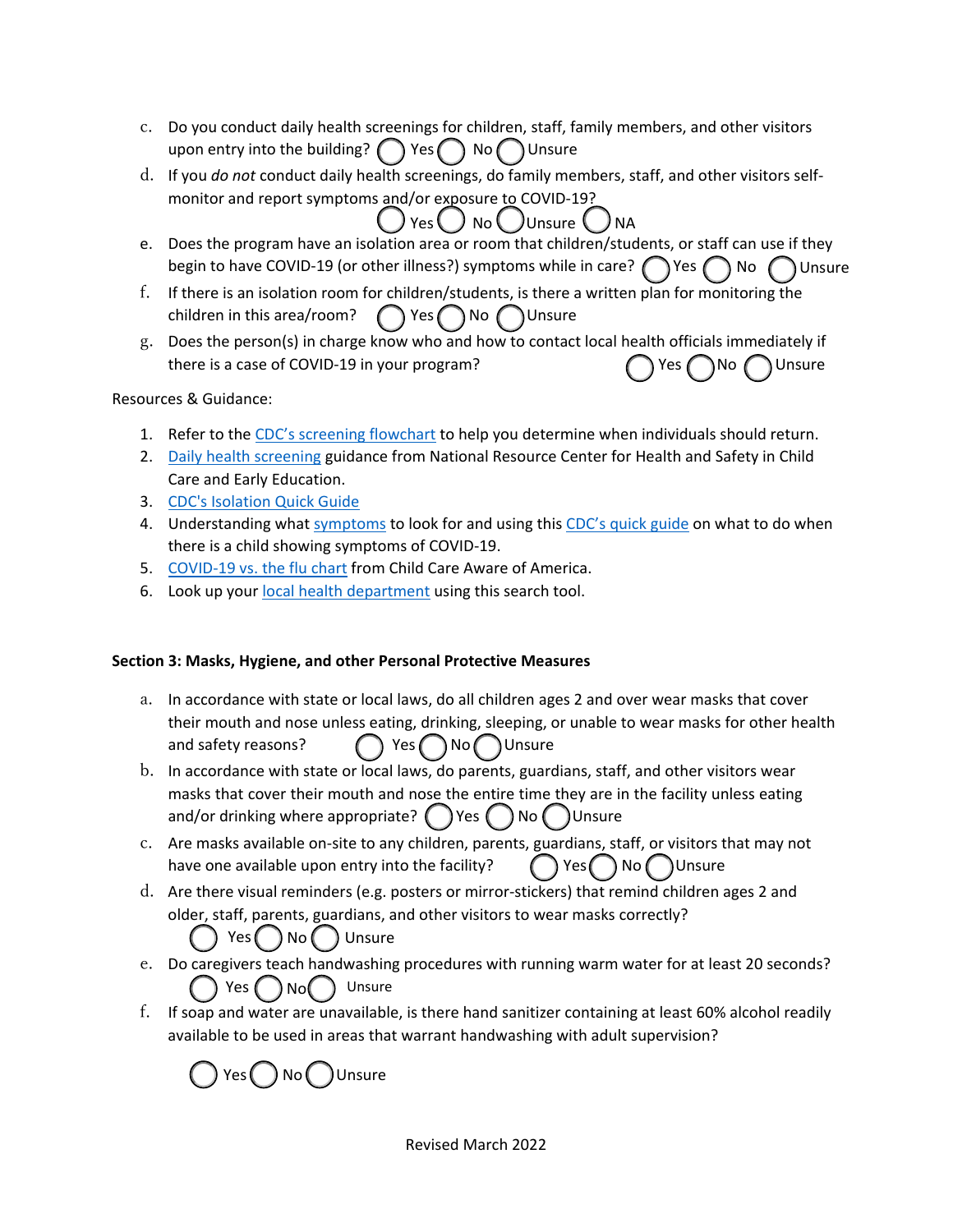c. Do you conduct daily health screenings for children, staff, family members, and other visitors upon entry into the building? ◯ Yes ◯ No ◯ Unsure

d. If you *do not* conduct daily health screenings, do family members, staff, and other visitors self-monitor and report symptoms and/or exposure to COVID-19? ◯ Yes ◯ No ◯ Unsure ◯ NA

e. Does the program have an isolation area or room that children/students, or staff can use if they begin to have COVID-19 (or other illness?) symptoms while in care? ◯ Yes ◯ No ◯ Unsure

f. If there is an isolation room for children/students, is there a written plan for monitoring the children in this area/room? ◯ Yes ◯ No ◯ Unsure

g. Does the person(s) in charge know who and how to contact local health officials immediately if there is a case of COVID-19 in your program? ◯ Yes ◯ No ◯ Unsure

Resources & Guidance:

1. Refer to the CDC's screening flowchart to help you determine when individuals should return.
2. Daily health screening guidance from National Resource Center for Health and Safety in Child Care and Early Education.
3. CDC's Isolation Quick Guide
4. Understanding what symptoms to look for and using this CDC's quick guide on what to do when there is a child showing symptoms of COVID-19.
5. COVID-19 vs. the flu chart from Child Care Aware of America.
6. Look up your local health department using this search tool.

**Section 3: Masks, Hygiene, and other Personal Protective Measures**

a. In accordance with state or local laws, do all children ages 2 and over wear masks that cover their mouth and nose unless eating, drinking, sleeping, or unable to wear masks for other health and safety reasons? ◯ Yes ◯ No ◯ Unsure

b. In accordance with state or local laws, do parents, guardians, staff, and other visitors wear masks that cover their mouth and nose the entire time they are in the facility unless eating and/or drinking where appropriate? ◯ Yes ◯ No ◯ Unsure

c. Are masks available on-site to any children, parents, guardians, staff, or visitors that may not have one available upon entry into the facility? ◯ Yes ◯ No ◯ Unsure

d. Are there visual reminders (e.g. posters or mirror-stickers) that remind children ages 2 and older, staff, parents, guardians, and other visitors to wear masks correctly? ◯ Yes ◯ No ◯ Unsure

e. Do caregivers teach handwashing procedures with running warm water for at least 20 seconds? ◯ Yes ◯ No ◯ Unsure

f. If soap and water are unavailable, is there hand sanitizer containing at least 60% alcohol readily available to be used in areas that warrant handwashing with adult supervision?

◯ Yes ◯ No ◯ Unsure

Revised March 2022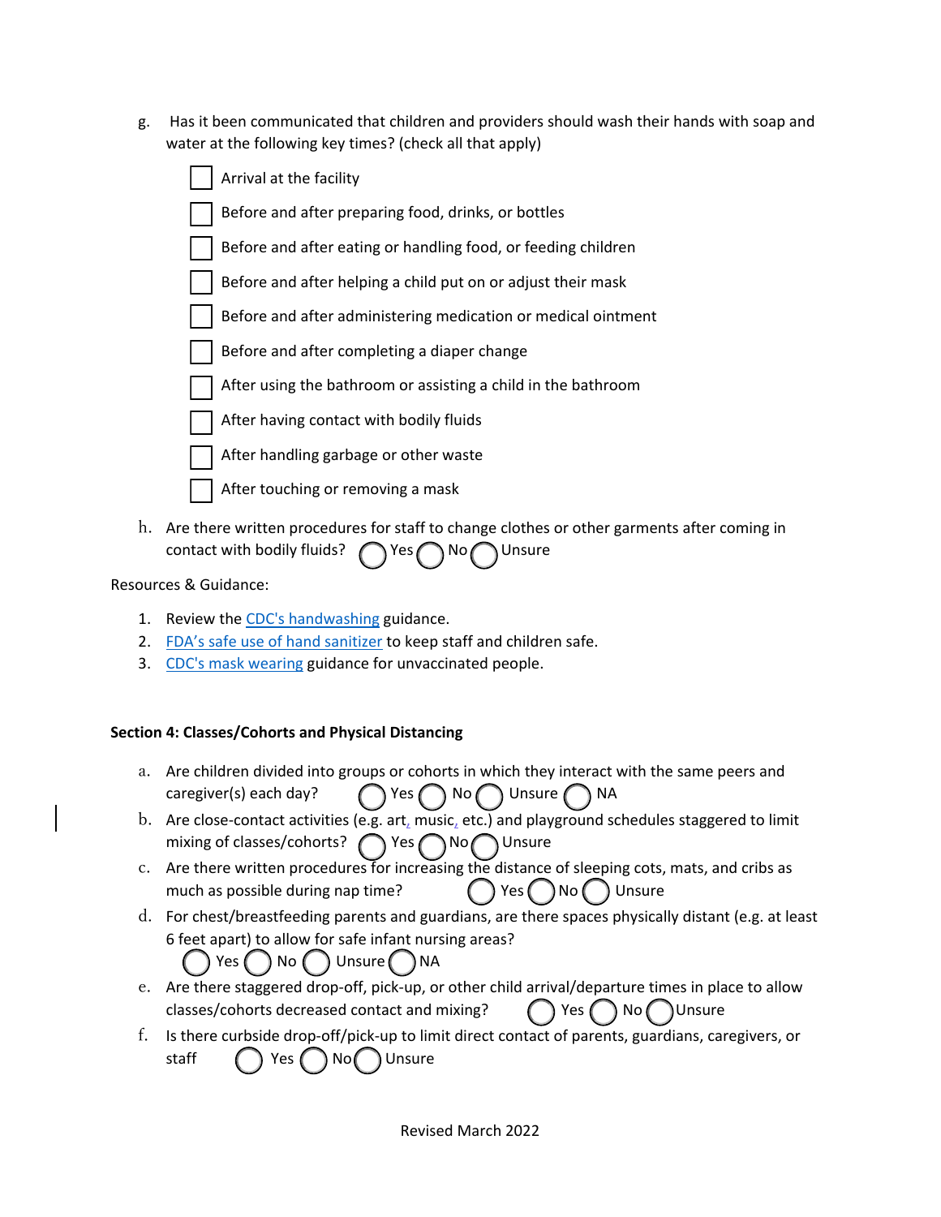g. Has it been communicated that children and providers should wash their hands with soap and water at the following key times? (check all that apply)

- [ ] Arrival at the facility
- [ ] Before and after preparing food, drinks, or bottles
- [ ] Before and after eating or handling food, or feeding children
- [ ] Before and after helping a child put on or adjust their mask
- [ ] Before and after administering medication or medical ointment
- [ ] Before and after completing a diaper change
- [ ] After using the bathroom or assisting a child in the bathroom
- [ ] After having contact with bodily fluids
- [ ] After handling garbage or other waste
- [ ] After touching or removing a mask

h. Are there written procedures for staff to change clothes or other garments after coming in contact with bodily fluids? ◯ Yes ◯ No ◯ Unsure

Resources & Guidance:

1. Review the CDC's handwashing guidance.
2. FDA's safe use of hand sanitizer to keep staff and children safe.
3. CDC's mask wearing guidance for unvaccinated people.

**Section 4: Classes/Cohorts and Physical Distancing**

a. Are children divided into groups or cohorts in which they interact with the same peers and caregiver(s) each day? ◯ Yes ◯ No ◯ Unsure ◯ NA

b. Are close-contact activities (e.g. art, music, etc.) and playground schedules staggered to limit mixing of classes/cohorts? ◯ Yes ◯ No ◯ Unsure

c. Are there written procedures for increasing the distance of sleeping cots, mats, and cribs as much as possible during nap time? ◯ Yes ◯ No ◯ Unsure

d. For chest/breastfeeding parents and guardians, are there spaces physically distant (e.g. at least 6 feet apart) to allow for safe infant nursing areas? ◯ Yes ◯ No ◯ Unsure ◯ NA

e. Are there staggered drop-off, pick-up, or other child arrival/departure times in place to allow classes/cohorts decreased contact and mixing? ◯ Yes ◯ No ◯ Unsure

f. Is there curbside drop-off/pick-up to limit direct contact of parents, guardians, caregivers, or staff ◯ Yes ◯ No ◯ Unsure

Revised March 2022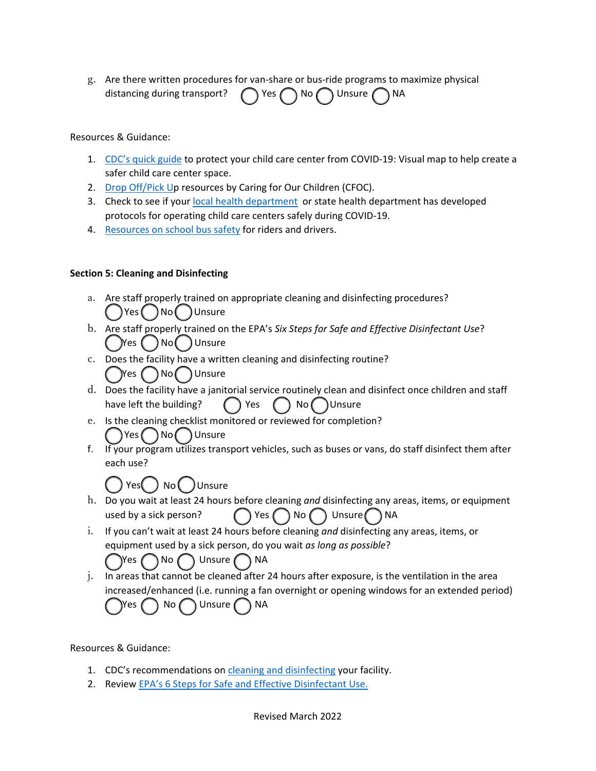g. Are there written procedures for van-share or bus-ride programs to maximize physical distancing during transport? ◯ Yes ◯ No ◯ Unsure ◯ NA

Resources & Guidance:

1. CDC's quick guide to protect your child care center from COVID-19: Visual map to help create a safer child care center space.
2. Drop Off/Pick Up resources by Caring for Our Children (CFOC).
3. Check to see if your local health department or state health department has developed protocols for operating child care centers safely during COVID-19.
4. Resources on school bus safety for riders and drivers.

**Section 5: Cleaning and Disinfecting**

a. Are staff properly trained on appropriate cleaning and disinfecting procedures?
◯ Yes ◯ No ◯ Unsure

b. Are staff properly trained on the EPA's *Six Steps for Safe and Effective Disinfectant Use*?
◯ Yes ◯ No ◯ Unsure

c. Does the facility have a written cleaning and disinfecting routine?
◯ Yes ◯ No ◯ Unsure

d. Does the facility have a janitorial service routinely clean and disinfect once children and staff have left the building? ◯ Yes ◯ No ◯ Unsure

e. Is the cleaning checklist monitored or reviewed for completion?
◯ Yes ◯ No ◯ Unsure

f. If your program utilizes transport vehicles, such as buses or vans, do staff disinfect them after each use?
◯ Yes ◯ No ◯ Unsure

h. Do you wait at least 24 hours before cleaning *and* disinfecting any areas, items, or equipment used by a sick person? ◯ Yes ◯ No ◯ Unsure ◯ NA

i. If you can't wait at least 24 hours before cleaning *and* disinfecting any areas, items, or equipment used by a sick person, do you wait *as long as possible*?
◯ Yes ◯ No ◯ Unsure ◯ NA

j. In areas that cannot be cleaned after 24 hours after exposure, is the ventilation in the area increased/enhanced (i.e. running a fan overnight or opening windows for an extended period)
◯ Yes ◯ No ◯ Unsure ◯ NA

Resources & Guidance:

1. CDC's recommendations on cleaning and disinfecting your facility.
2. Review EPA's 6 Steps for Safe and Effective Disinfectant Use.

Revised March 2022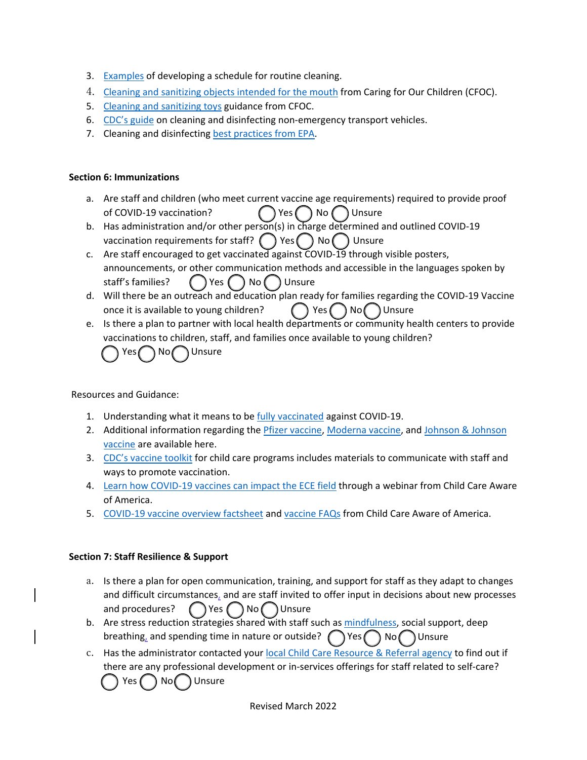3. Examples of developing a schedule for routine cleaning.
4. Cleaning and sanitizing objects intended for the mouth from Caring for Our Children (CFOC).
5. Cleaning and sanitizing toys guidance from CFOC.
6. CDC's guide on cleaning and disinfecting non-emergency transport vehicles.
7. Cleaning and disinfecting best practices from EPA.

**Section 6: Immunizations**

a. Are staff and children (who meet current vaccine age requirements) required to provide proof of COVID-19 vaccination? ◯ Yes ◯ No ◯ Unsure
b. Has administration and/or other person(s) in charge determined and outlined COVID-19 vaccination requirements for staff? ◯ Yes ◯ No ◯ Unsure
c. Are staff encouraged to get vaccinated against COVID-19 through visible posters, announcements, or other communication methods and accessible in the languages spoken by staff's families? ◯ Yes ◯ No ◯ Unsure
d. Will there be an outreach and education plan ready for families regarding the COVID-19 Vaccine once it is available to young children? ◯ Yes ◯ No ◯ Unsure
e. Is there a plan to partner with local health departments or community health centers to provide vaccinations to children, staff, and families once available to young children? ◯ Yes ◯ No ◯ Unsure

Resources and Guidance:

1. Understanding what it means to be fully vaccinated against COVID-19.
2. Additional information regarding the Pfizer vaccine, Moderna vaccine, and Johnson & Johnson vaccine are available here.
3. CDC's vaccine toolkit for child care programs includes materials to communicate with staff and ways to promote vaccination.
4. Learn how COVID-19 vaccines can impact the ECE field through a webinar from Child Care Aware of America.
5. COVID-19 vaccine overview factsheet and vaccine FAQs from Child Care Aware of America.

**Section 7: Staff Resilience & Support**

a. Is there a plan for open communication, training, and support for staff as they adapt to changes and difficult circumstances, and are staff invited to offer input in decisions about new processes and procedures? ◯ Yes ◯ No ◯ Unsure
b. Are stress reduction strategies shared with staff such as mindfulness, social support, deep breathing, and spending time in nature or outside? ◯ Yes ◯ No ◯ Unsure
c. Has the administrator contacted your local Child Care Resource & Referral agency to find out if there are any professional development or in-services offerings for staff related to self-care? ◯ Yes ◯ No ◯ Unsure

Revised March 2022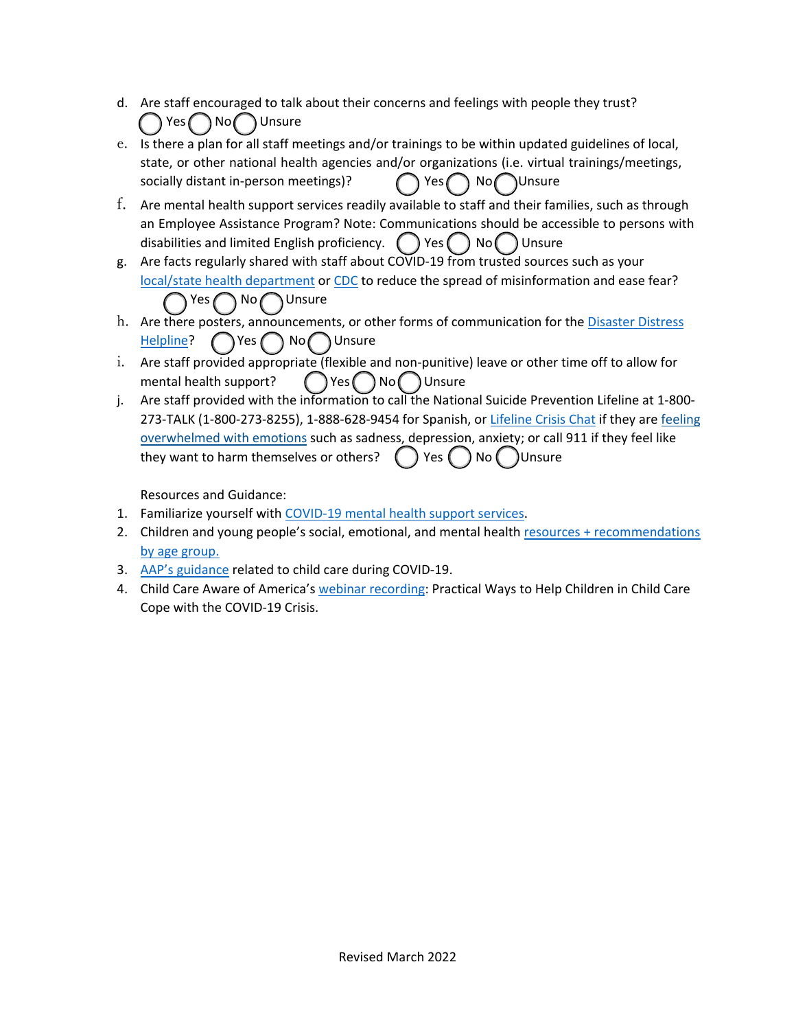d. Are staff encouraged to talk about their concerns and feelings with people they trust?
   ◯ Yes ◯ No ◯ Unsure
e. Is there a plan for all staff meetings and/or trainings to be within updated guidelines of local, state, or other national health agencies and/or organizations (i.e. virtual trainings/meetings, socially distant in-person meetings)? ◯ Yes ◯ No ◯ Unsure
f. Are mental health support services readily available to staff and their families, such as through an Employee Assistance Program? Note: Communications should be accessible to persons with disabilities and limited English proficiency. ◯ Yes ◯ No ◯ Unsure
g. Are facts regularly shared with staff about COVID-19 from trusted sources such as your local/state health department or CDC to reduce the spread of misinformation and ease fear?
   ◯ Yes ◯ No ◯ Unsure
h. Are there posters, announcements, or other forms of communication for the Disaster Distress Helpline? ◯ Yes ◯ No ◯ Unsure
i. Are staff provided appropriate (flexible and non-punitive) leave or other time off to allow for mental health support? ◯ Yes ◯ No ◯ Unsure
j. Are staff provided with the information to call the National Suicide Prevention Lifeline at 1-800-273-TALK (1-800-273-8255), 1-888-628-9454 for Spanish, or Lifeline Crisis Chat if they are feeling overwhelmed with emotions such as sadness, depression, anxiety; or call 911 if they feel like they want to harm themselves or others? ◯ Yes ◯ No ◯ Unsure

Resources and Guidance:

1. Familiarize yourself with COVID-19 mental health support services.
2. Children and young people's social, emotional, and mental health resources + recommendations by age group.
3. AAP's guidance related to child care during COVID-19.
4. Child Care Aware of America's webinar recording: Practical Ways to Help Children in Child Care Cope with the COVID-19 Crisis.

Revised March 2022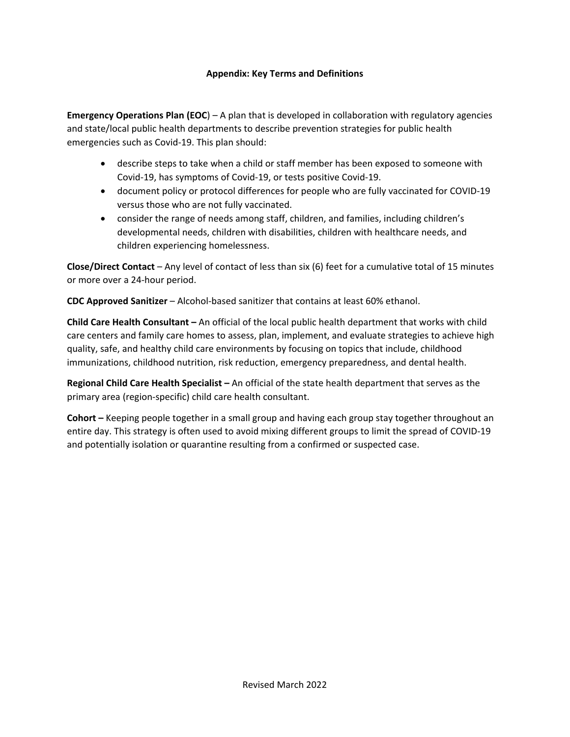## Appendix: Key Terms and Definitions

**Emergency Operations Plan (EOC**) – A plan that is developed in collaboration with regulatory agencies and state/local public health departments to describe prevention strategies for public health emergencies such as Covid-19. This plan should:

- describe steps to take when a child or staff member has been exposed to someone with Covid-19, has symptoms of Covid-19, or tests positive Covid-19.
- document policy or protocol differences for people who are fully vaccinated for COVID-19 versus those who are not fully vaccinated.
- consider the range of needs among staff, children, and families, including children's developmental needs, children with disabilities, children with healthcare needs, and children experiencing homelessness.

**Close/Direct Contact** – Any level of contact of less than six (6) feet for a cumulative total of 15 minutes or more over a 24-hour period.

**CDC Approved Sanitizer** – Alcohol-based sanitizer that contains at least 60% ethanol.

**Child Care Health Consultant –** An official of the local public health department that works with child care centers and family care homes to assess, plan, implement, and evaluate strategies to achieve high quality, safe, and healthy child care environments by focusing on topics that include, childhood immunizations, childhood nutrition, risk reduction, emergency preparedness, and dental health.

**Regional Child Care Health Specialist –** An official of the state health department that serves as the primary area (region-specific) child care health consultant.

**Cohort –** Keeping people together in a small group and having each group stay together throughout an entire day. This strategy is often used to avoid mixing different groups to limit the spread of COVID-19 and potentially isolation or quarantine resulting from a confirmed or suspected case.

Revised March 2022